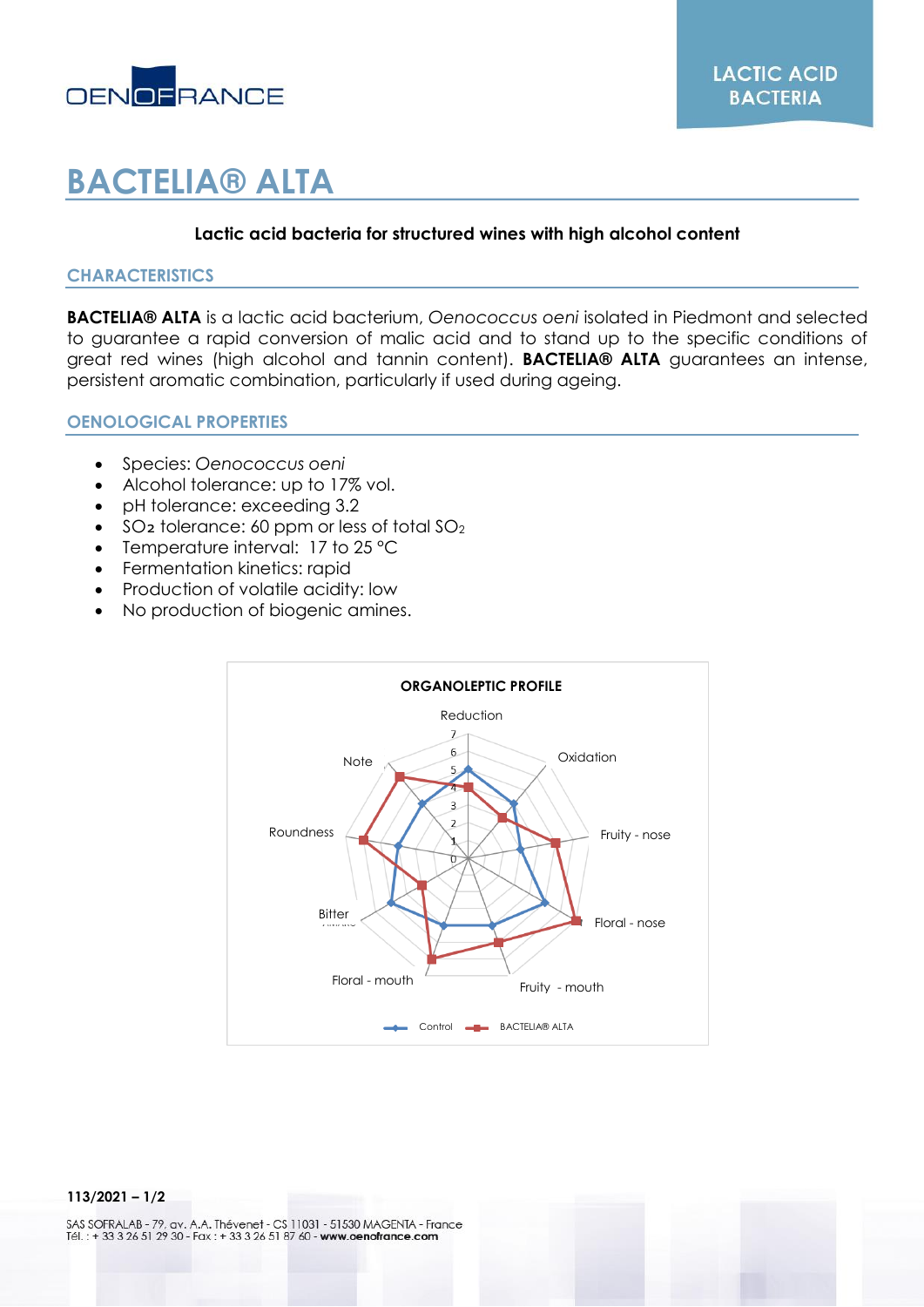OENOFRANCE

LACTIC ACID BACTERIA

# BACTELIA® ALTA

**Lactic acid bacteria for structured wines with high alcohol content**

## CHARACTERISTICS

**BACTELIA® ALTA** is a lactic acid bacterium, *Oenococcus oeni* isolated in Piedmont and selected to guarantee a rapid conversion of malic acid and to stand up to the specific conditions of great red wines (high alcohol and tannin content). **BACTELIA® ALTA** guarantees an intense, persistent aromatic combination, particularly if used during ageing.

## OENOLOGICAL PROPERTIES

- Species: *Oenococcus oeni*
- Alcohol tolerance: up to 17% vol.
- pH tolerance: exceeding 3.2
- $SO_2$ tolerance: 60 ppm or less of total $SO_2$
- Temperature interval: 17 to 25 °C
- Fermentation kinetics: rapid
- Production of volatile acidity: low
- No production of biogenic amines.

**ORGANOLEPTIC PROFILE**

Axes: Reduction, Oxidation, Fruity - nose, Floral - nose, Fruity - mouth, Floral - mouth, Bitter, Roundness, Note (scale 0–7)

Legend: Control; BACTELIA® ALTA

SAS SOFRALAB - 79, av. A.A. Thévenet - CS 11031 - 51530 MAGENTA - France
Tél. : + 33 3 26 51 29 30 - Fax : + 33 3 26 51 87 60 - **www.oenofrance.com**

113/2021 – 1/2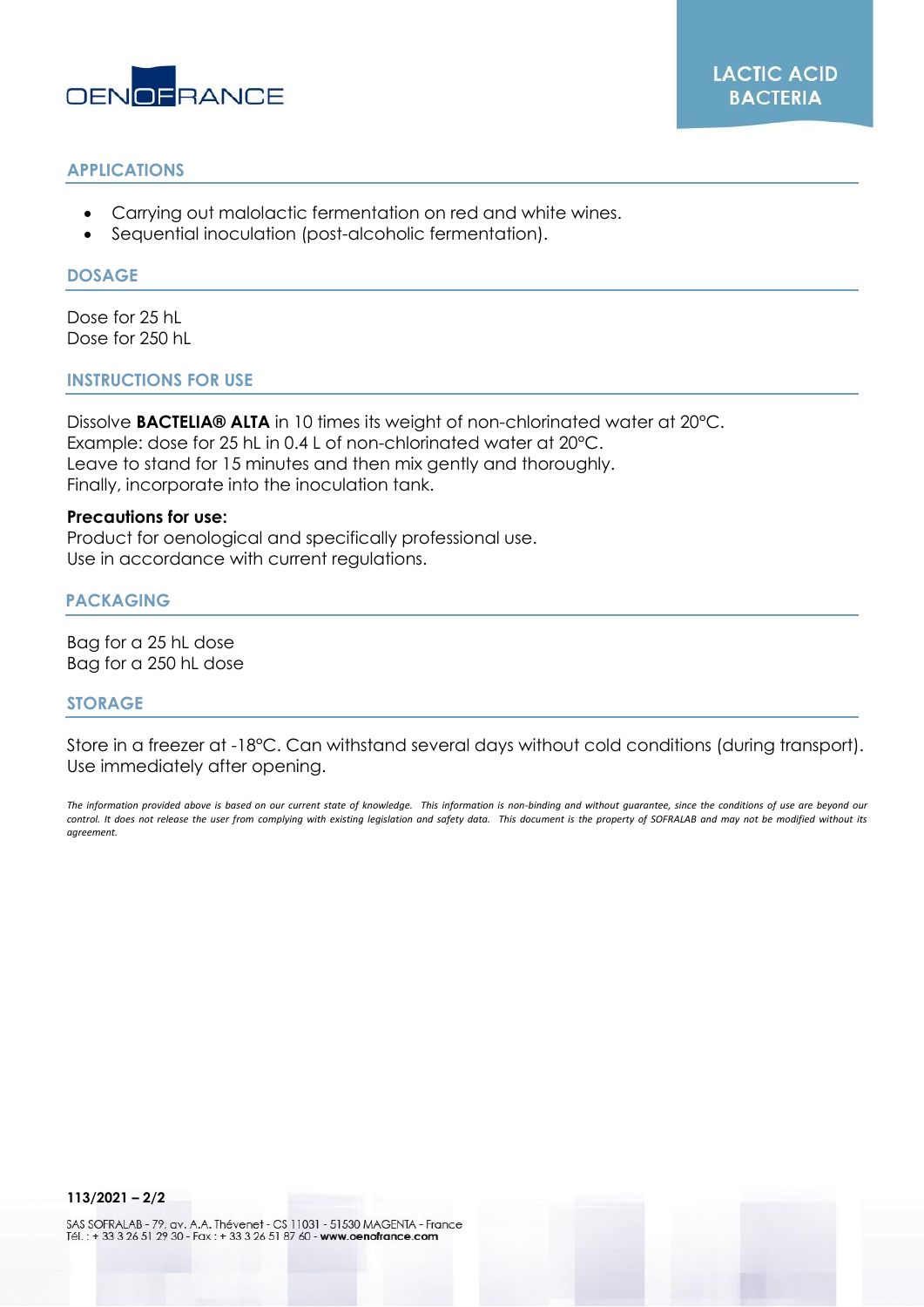## APPLICATIONS

- Carrying out malolactic fermentation on red and white wines.
- Sequential inoculation (post-alcoholic fermentation).

## DOSAGE

Dose for 25 hL
Dose for 250 hL

## INSTRUCTIONS FOR USE

Dissolve **BACTELIA® ALTA** in 10 times its weight of non-chlorinated water at 20°C.
Example: dose for 25 hL in 0.4 L of non-chlorinated water at 20°C.
Leave to stand for 15 minutes and then mix gently and thoroughly.
Finally, incorporate into the inoculation tank.

**Precautions for use:**
Product for oenological and specifically professional use.
Use in accordance with current regulations.

## PACKAGING

Bag for a 25 hL dose
Bag for a 250 hL dose

## STORAGE

Store in a freezer at -18°C. Can withstand several days without cold conditions (during transport).
Use immediately after opening.

*The information provided above is based on our current state of knowledge. This information is non-binding and without guarantee, since the conditions of use are beyond our control. It does not release the user from complying with existing legislation and safety data. This document is the property of SOFRALAB and may not be modified without its agreement.*

**113/2021**

SAS SOFRALAB - 79, av. A.A. Thévenet - CS 11031 - 51530 MAGENTA - France
Tél. : + 33 3 26 51 29 30 - Fax : + 33 3 26 51 87 60 - **www.oenofrance.com**